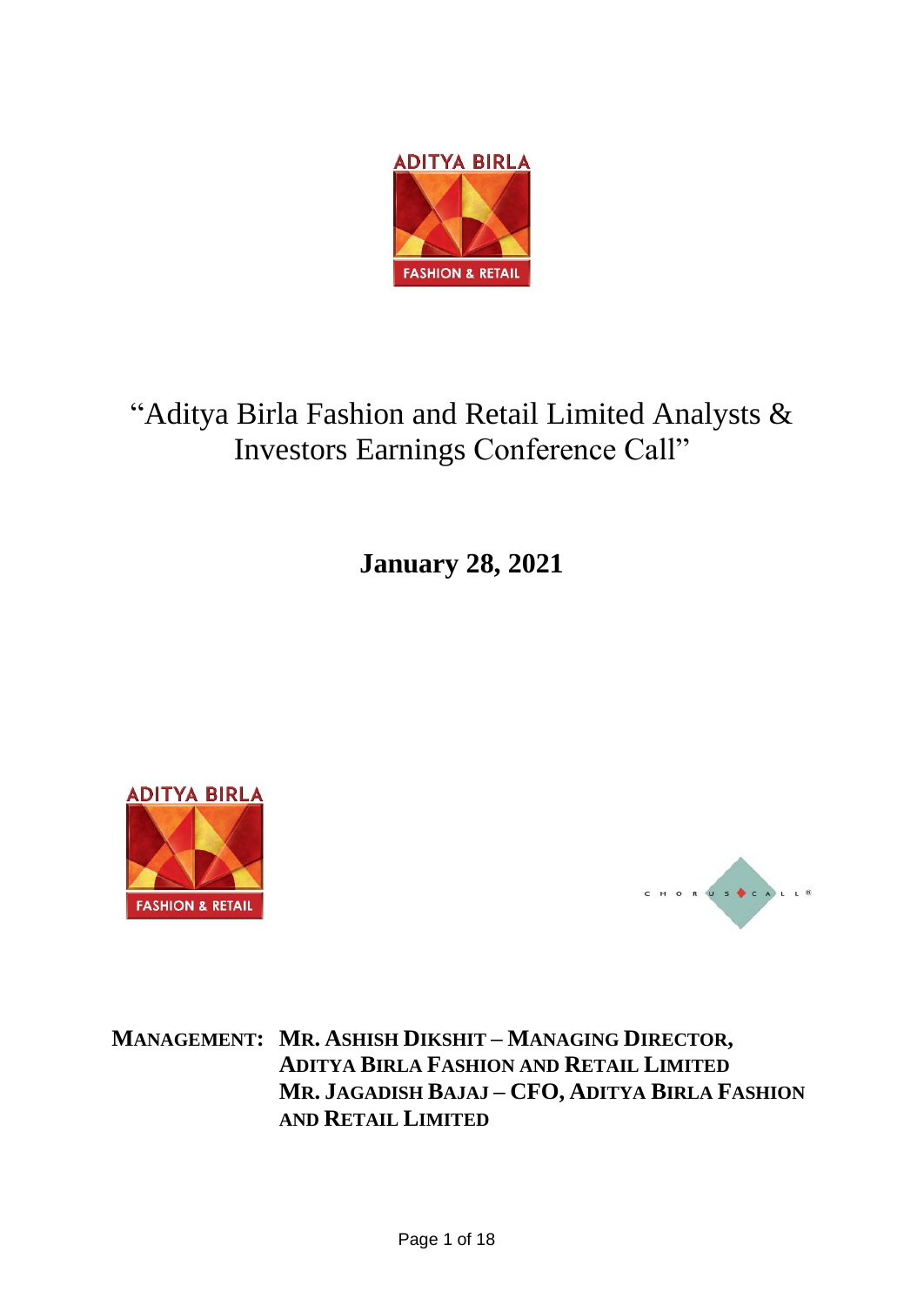# "Aditya Birla Fashion and Retail Limited Analysts & Investors Earnings Conference Call"

**January 28, 2021**

**MANAGEMENT:** **MR. ASHISH DIKSHIT – MANAGING DIRECTOR, ADITYA BIRLA FASHION AND RETAIL LIMITED**
**MR. JAGADISH BAJAJ – CFO, ADITYA BIRLA FASHION AND RETAIL LIMITED**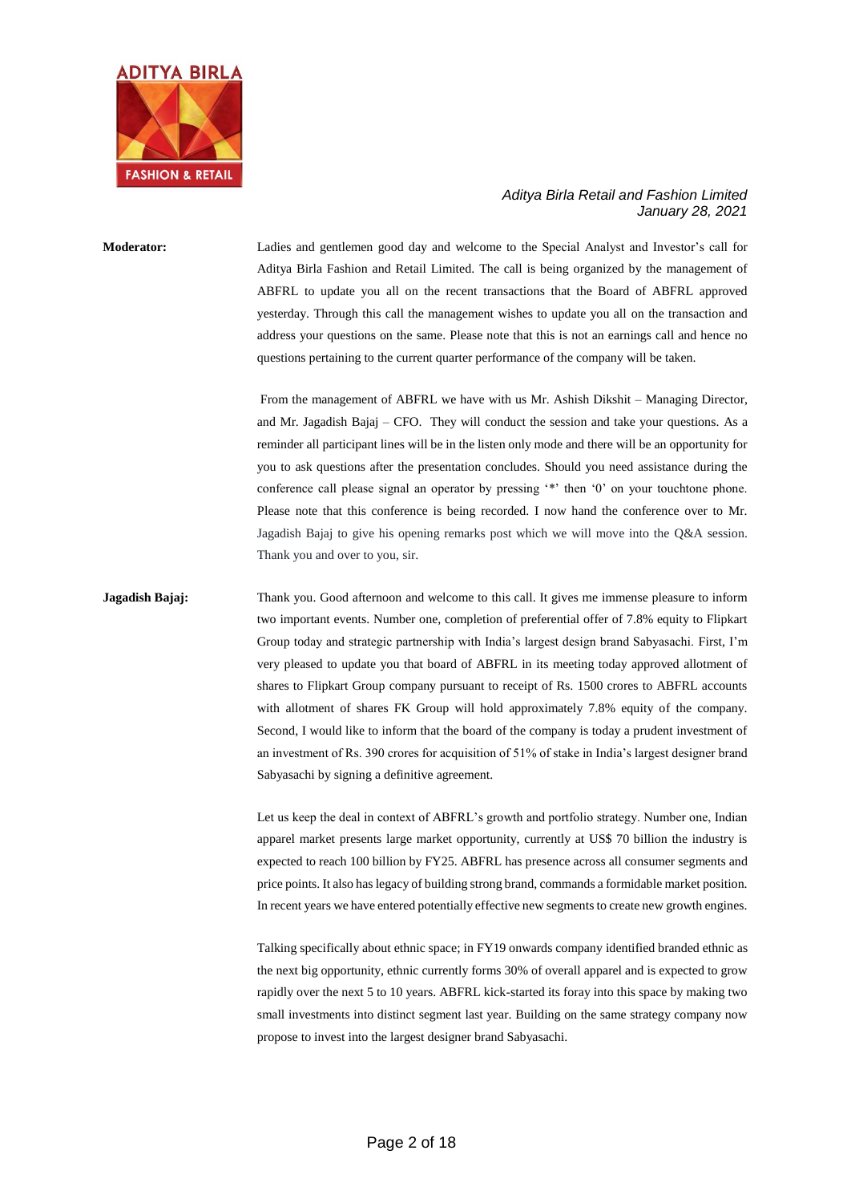**Moderator:** Ladies and gentlemen good day and welcome to the Special Analyst and Investor's call for Aditya Birla Fashion and Retail Limited. The call is being organized by the management of ABFRL to update you all on the recent transactions that the Board of ABFRL approved yesterday. Through this call the management wishes to update you all on the transaction and address your questions on the same. Please note that this is not an earnings call and hence no questions pertaining to the current quarter performance of the company will be taken.

From the management of ABFRL we have with us Mr. Ashish Dikshit – Managing Director, and Mr. Jagadish Bajaj – CFO. They will conduct the session and take your questions. As a reminder all participant lines will be in the listen only mode and there will be an opportunity for you to ask questions after the presentation concludes. Should you need assistance during the conference call please signal an operator by pressing '*' then '0' on your touchtone phone. Please note that this conference is being recorded. I now hand the conference over to Mr. Jagadish Bajaj to give his opening remarks post which we will move into the Q&A session. Thank you and over to you, sir.

**Jagadish Bajaj:** Thank you. Good afternoon and welcome to this call. It gives me immense pleasure to inform two important events. Number one, completion of preferential offer of 7.8% equity to Flipkart Group today and strategic partnership with India's largest design brand Sabyasachi. First, I'm very pleased to update you that board of ABFRL in its meeting today approved allotment of shares to Flipkart Group company pursuant to receipt of Rs. 1500 crores to ABFRL accounts with allotment of shares FK Group will hold approximately 7.8% equity of the company. Second, I would like to inform that the board of the company is today a prudent investment of an investment of Rs. 390 crores for acquisition of 51% of stake in India's largest designer brand Sabyasachi by signing a definitive agreement.

Let us keep the deal in context of ABFRL's growth and portfolio strategy. Number one, Indian apparel market presents large market opportunity, currently at US$ 70 billion the industry is expected to reach 100 billion by FY25. ABFRL has presence across all consumer segments and price points. It also has legacy of building strong brand, commands a formidable market position. In recent years we have entered potentially effective new segments to create new growth engines.

Talking specifically about ethnic space; in FY19 onwards company identified branded ethnic as the next big opportunity, ethnic currently forms 30% of overall apparel and is expected to grow rapidly over the next 5 to 10 years. ABFRL kick-started its foray into this space by making two small investments into distinct segment last year. Building on the same strategy company now propose to invest into the largest designer brand Sabyasachi.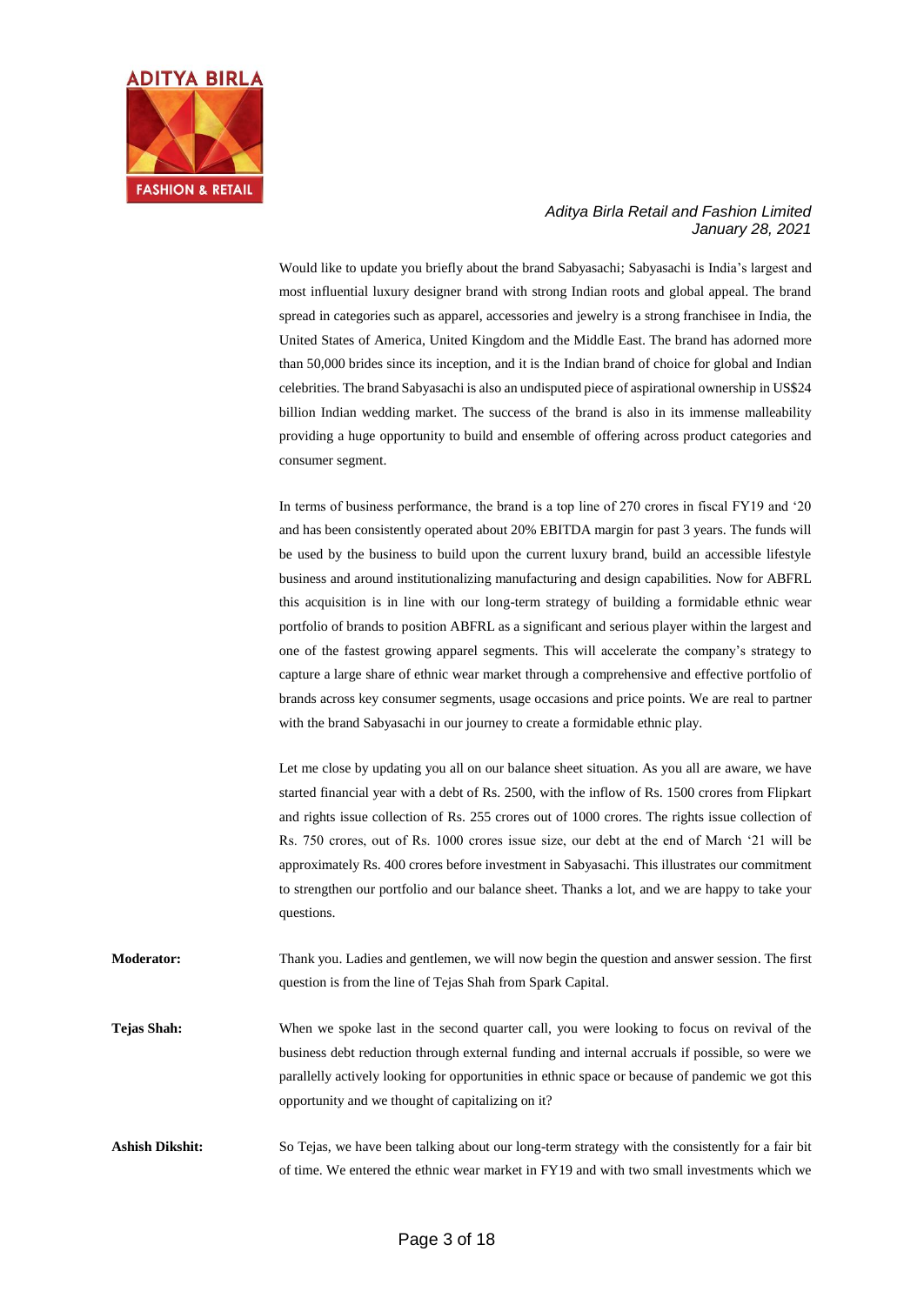Would like to update you briefly about the brand Sabyasachi; Sabyasachi is India's largest and most influential luxury designer brand with strong Indian roots and global appeal. The brand spread in categories such as apparel, accessories and jewelry is a strong franchisee in India, the United States of America, United Kingdom and the Middle East. The brand has adorned more than 50,000 brides since its inception, and it is the Indian brand of choice for global and Indian celebrities. The brand Sabyasachi is also an undisputed piece of aspirational ownership in US$24 billion Indian wedding market. The success of the brand is also in its immense malleability providing a huge opportunity to build and ensemble of offering across product categories and consumer segment.

In terms of business performance, the brand is a top line of 270 crores in fiscal FY19 and '20 and has been consistently operated about 20% EBITDA margin for past 3 years. The funds will be used by the business to build upon the current luxury brand, build an accessible lifestyle business and around institutionalizing manufacturing and design capabilities. Now for ABFRL this acquisition is in line with our long-term strategy of building a formidable ethnic wear portfolio of brands to position ABFRL as a significant and serious player within the largest and one of the fastest growing apparel segments. This will accelerate the company's strategy to capture a large share of ethnic wear market through a comprehensive and effective portfolio of brands across key consumer segments, usage occasions and price points. We are real to partner with the brand Sabyasachi in our journey to create a formidable ethnic play.

Let me close by updating you all on our balance sheet situation. As you all are aware, we have started financial year with a debt of Rs. 2500, with the inflow of Rs. 1500 crores from Flipkart and rights issue collection of Rs. 255 crores out of 1000 crores. The rights issue collection of Rs. 750 crores, out of Rs. 1000 crores issue size, our debt at the end of March '21 will be approximately Rs. 400 crores before investment in Sabyasachi. This illustrates our commitment to strengthen our portfolio and our balance sheet. Thanks a lot, and we are happy to take your questions.

**Moderator:** Thank you. Ladies and gentlemen, we will now begin the question and answer session. The first question is from the line of Tejas Shah from Spark Capital.

**Tejas Shah:** When we spoke last in the second quarter call, you were looking to focus on revival of the business debt reduction through external funding and internal accruals if possible, so were we parallelly actively looking for opportunities in ethnic space or because of pandemic we got this opportunity and we thought of capitalizing on it?

**Ashish Dikshit:** So Tejas, we have been talking about our long-term strategy with the consistently for a fair bit of time. We entered the ethnic wear market in FY19 and with two small investments which we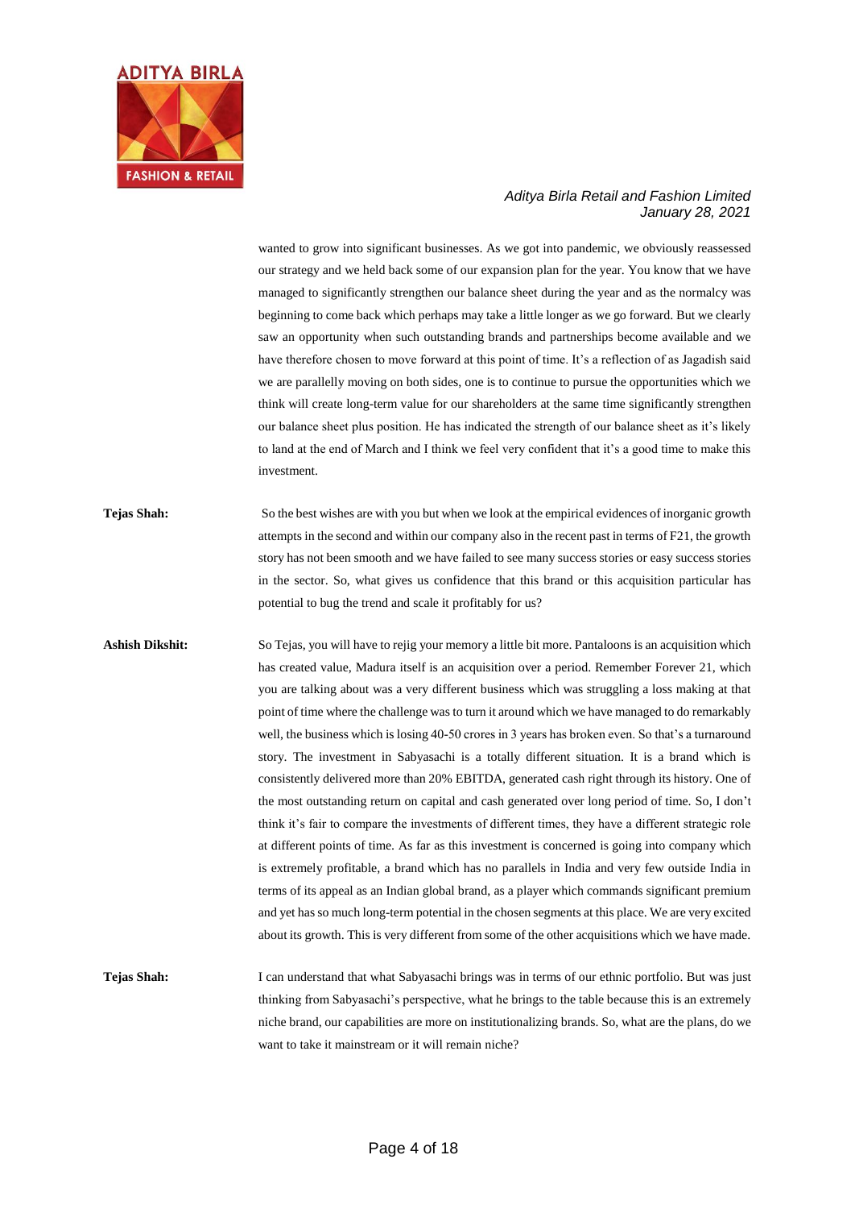wanted to grow into significant businesses. As we got into pandemic, we obviously reassessed our strategy and we held back some of our expansion plan for the year. You know that we have managed to significantly strengthen our balance sheet during the year and as the normalcy was beginning to come back which perhaps may take a little longer as we go forward. But we clearly saw an opportunity when such outstanding brands and partnerships become available and we have therefore chosen to move forward at this point of time. It's a reflection of as Jagadish said we are parallelly moving on both sides, one is to continue to pursue the opportunities which we think will create long-term value for our shareholders at the same time significantly strengthen our balance sheet plus position. He has indicated the strength of our balance sheet as it's likely to land at the end of March and I think we feel very confident that it's a good time to make this investment.

**Tejas Shah:** So the best wishes are with you but when we look at the empirical evidences of inorganic growth attempts in the second and within our company also in the recent past in terms of F21, the growth story has not been smooth and we have failed to see many success stories or easy success stories in the sector. So, what gives us confidence that this brand or this acquisition particular has potential to bug the trend and scale it profitably for us?

**Ashish Dikshit:** So Tejas, you will have to rejig your memory a little bit more. Pantaloons is an acquisition which has created value, Madura itself is an acquisition over a period. Remember Forever 21, which you are talking about was a very different business which was struggling a loss making at that point of time where the challenge was to turn it around which we have managed to do remarkably well, the business which is losing 40-50 crores in 3 years has broken even. So that's a turnaround story. The investment in Sabyasachi is a totally different situation. It is a brand which is consistently delivered more than 20% EBITDA, generated cash right through its history. One of the most outstanding return on capital and cash generated over long period of time. So, I don't think it's fair to compare the investments of different times, they have a different strategic role at different points of time. As far as this investment is concerned is going into company which is extremely profitable, a brand which has no parallels in India and very few outside India in terms of its appeal as an Indian global brand, as a player which commands significant premium and yet has so much long-term potential in the chosen segments at this place. We are very excited about its growth. This is very different from some of the other acquisitions which we have made.

**Tejas Shah:** I can understand that what Sabyasachi brings was in terms of our ethnic portfolio. But was just thinking from Sabyasachi's perspective, what he brings to the table because this is an extremely niche brand, our capabilities are more on institutionalizing brands. So, what are the plans, do we want to take it mainstream or it will remain niche?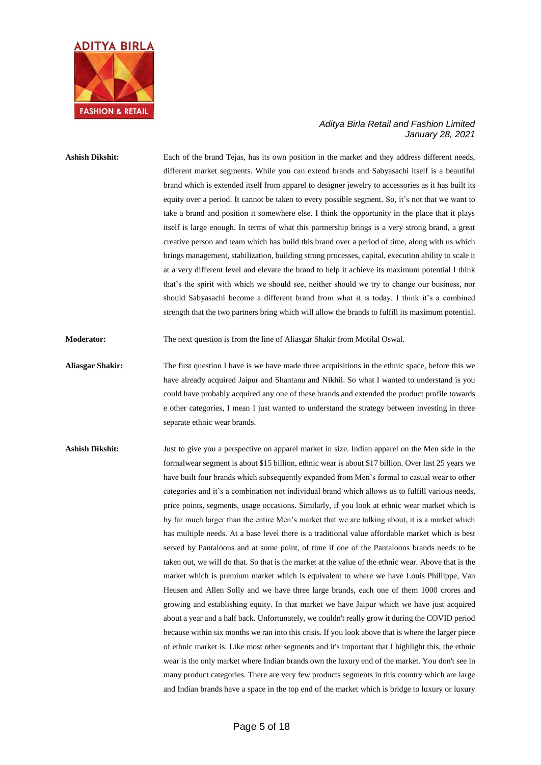**Ashish Dikshit:** Each of the brand Tejas, has its own position in the market and they address different needs, different market segments. While you can extend brands and Sabyasachi itself is a beautiful brand which is extended itself from apparel to designer jewelry to accessories as it has built its equity over a period. It cannot be taken to every possible segment. So, it's not that we want to take a brand and position it somewhere else. I think the opportunity in the place that it plays itself is large enough. In terms of what this partnership brings is a very strong brand, a great creative person and team which has build this brand over a period of time, along with us which brings management, stabilization, building strong processes, capital, execution ability to scale it at a very different level and elevate the brand to help it achieve its maximum potential I think that's the spirit with which we should see, neither should we try to change our business, nor should Sabyasachi become a different brand from what it is today. I think it's a combined strength that the two partners bring which will allow the brands to fulfill its maximum potential.

**Moderator:** The next question is from the line of Aliasgar Shakir from Motilal Oswal.

**Aliasgar Shakir:** The first question I have is we have made three acquisitions in the ethnic space, before this we have already acquired Jaipur and Shantanu and Nikhil. So what I wanted to understand is you could have probably acquired any one of these brands and extended the product profile towards e other categories, I mean I just wanted to understand the strategy between investing in three separate ethnic wear brands.

**Ashish Dikshit:** Just to give you a perspective on apparel market in size. Indian apparel on the Men side in the formalwear segment is about $15 billion, ethnic wear is about $17 billion. Over last 25 years we have built four brands which subsequently expanded from Men's formal to casual wear to other categories and it's a combination not individual brand which allows us to fulfill various needs, price points, segments, usage occasions. Similarly, if you look at ethnic wear market which is by far much larger than the entire Men's market that we are talking about, it is a market which has multiple needs. At a base level there is a traditional value affordable market which is best served by Pantaloons and at some point, of time if one of the Pantaloons brands needs to be taken out, we will do that. So that is the market at the value of the ethnic wear. Above that is the market which is premium market which is equivalent to where we have Louis Phillippe, Van Heusen and Allen Solly and we have three large brands, each one of them 1000 crores and growing and establishing equity. In that market we have Jaipur which we have just acquired about a year and a half back. Unfortunately, we couldn't really grow it during the COVID period because within six months we ran into this crisis. If you look above that is where the larger piece of ethnic market is. Like most other segments and it's important that I highlight this, the ethnic wear is the only market where Indian brands own the luxury end of the market. You don't see in many product categories. There are very few products segments in this country which are large and Indian brands have a space in the top end of the market which is bridge to luxury or luxury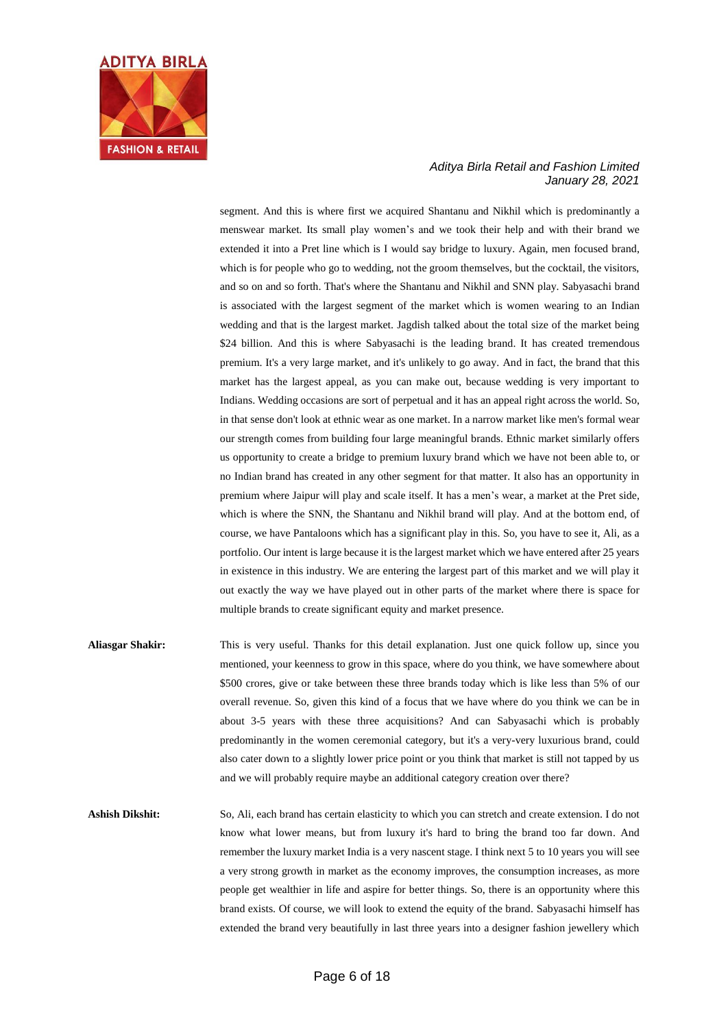segment. And this is where first we acquired Shantanu and Nikhil which is predominantly a menswear market. Its small play women's and we took their help and with their brand we extended it into a Pret line which is I would say bridge to luxury. Again, men focused brand, which is for people who go to wedding, not the groom themselves, but the cocktail, the visitors, and so on and so forth. That's where the Shantanu and Nikhil and SNN play. Sabyasachi brand is associated with the largest segment of the market which is women wearing to an Indian wedding and that is the largest market. Jagdish talked about the total size of the market being $24 billion. And this is where Sabyasachi is the leading brand. It has created tremendous premium. It's a very large market, and it's unlikely to go away. And in fact, the brand that this market has the largest appeal, as you can make out, because wedding is very important to Indians. Wedding occasions are sort of perpetual and it has an appeal right across the world. So, in that sense don't look at ethnic wear as one market. In a narrow market like men's formal wear our strength comes from building four large meaningful brands. Ethnic market similarly offers us opportunity to create a bridge to premium luxury brand which we have not been able to, or no Indian brand has created in any other segment for that matter. It also has an opportunity in premium where Jaipur will play and scale itself. It has a men's wear, a market at the Pret side, which is where the SNN, the Shantanu and Nikhil brand will play. And at the bottom end, of course, we have Pantaloons which has a significant play in this. So, you have to see it, Ali, as a portfolio. Our intent is large because it is the largest market which we have entered after 25 years in existence in this industry. We are entering the largest part of this market and we will play it out exactly the way we have played out in other parts of the market where there is space for multiple brands to create significant equity and market presence.

**Aliasgar Shakir:** This is very useful. Thanks for this detail explanation. Just one quick follow up, since you mentioned, your keenness to grow in this space, where do you think, we have somewhere about $500 crores, give or take between these three brands today which is like less than 5% of our overall revenue. So, given this kind of a focus that we have where do you think we can be in about 3-5 years with these three acquisitions? And can Sabyasachi which is probably predominantly in the women ceremonial category, but it's a very-very luxurious brand, could also cater down to a slightly lower price point or you think that market is still not tapped by us and we will probably require maybe an additional category creation over there?

**Ashish Dikshit:** So, Ali, each brand has certain elasticity to which you can stretch and create extension. I do not know what lower means, but from luxury it's hard to bring the brand too far down. And remember the luxury market India is a very nascent stage. I think next 5 to 10 years you will see a very strong growth in market as the economy improves, the consumption increases, as more people get wealthier in life and aspire for better things. So, there is an opportunity where this brand exists. Of course, we will look to extend the equity of the brand. Sabyasachi himself has extended the brand very beautifully in last three years into a designer fashion jewellery which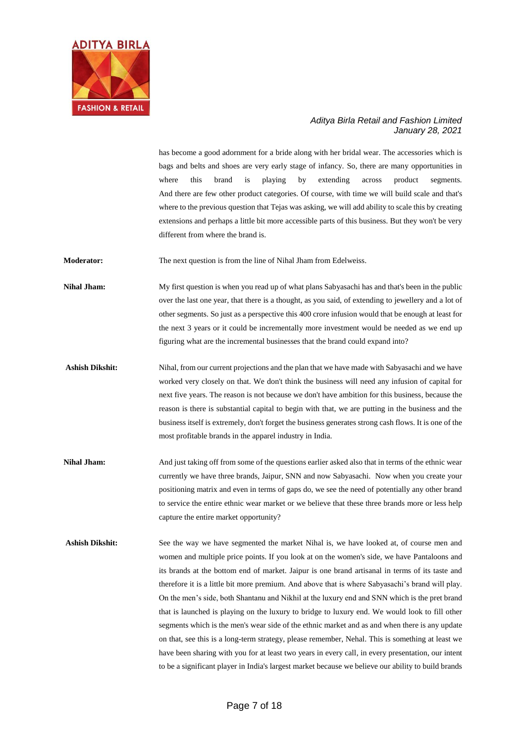has become a good adornment for a bride along with her bridal wear. The accessories which is bags and belts and shoes are very early stage of infancy. So, there are many opportunities in where this brand is playing by extending across product segments. And there are few other product categories. Of course, with time we will build scale and that's where to the previous question that Tejas was asking, we will add ability to scale this by creating extensions and perhaps a little bit more accessible parts of this business. But they won't be very different from where the brand is.

**Moderator:** The next question is from the line of Nihal Jham from Edelweiss.

**Nihal Jham:** My first question is when you read up of what plans Sabyasachi has and that's been in the public over the last one year, that there is a thought, as you said, of extending to jewellery and a lot of other segments. So just as a perspective this 400 crore infusion would that be enough at least for the next 3 years or it could be incrementally more investment would be needed as we end up figuring what are the incremental businesses that the brand could expand into?

**Ashish Dikshit:** Nihal, from our current projections and the plan that we have made with Sabyasachi and we have worked very closely on that. We don't think the business will need any infusion of capital for next five years. The reason is not because we don't have ambition for this business, because the reason is there is substantial capital to begin with that, we are putting in the business and the business itself is extremely, don't forget the business generates strong cash flows. It is one of the most profitable brands in the apparel industry in India.

**Nihal Jham:** And just taking off from some of the questions earlier asked also that in terms of the ethnic wear currently we have three brands, Jaipur, SNN and now Sabyasachi. Now when you create your positioning matrix and even in terms of gaps do, we see the need of potentially any other brand to service the entire ethnic wear market or we believe that these three brands more or less help capture the entire market opportunity?

**Ashish Dikshit:** See the way we have segmented the market Nihal is, we have looked at, of course men and women and multiple price points. If you look at on the women's side, we have Pantaloons and its brands at the bottom end of market. Jaipur is one brand artisanal in terms of its taste and therefore it is a little bit more premium. And above that is where Sabyasachi's brand will play. On the men's side, both Shantanu and Nikhil at the luxury end and SNN which is the pret brand that is launched is playing on the luxury to bridge to luxury end. We would look to fill other segments which is the men's wear side of the ethnic market and as and when there is any update on that, see this is a long-term strategy, please remember, Nehal. This is something at least we have been sharing with you for at least two years in every call, in every presentation, our intent to be a significant player in India's largest market because we believe our ability to build brands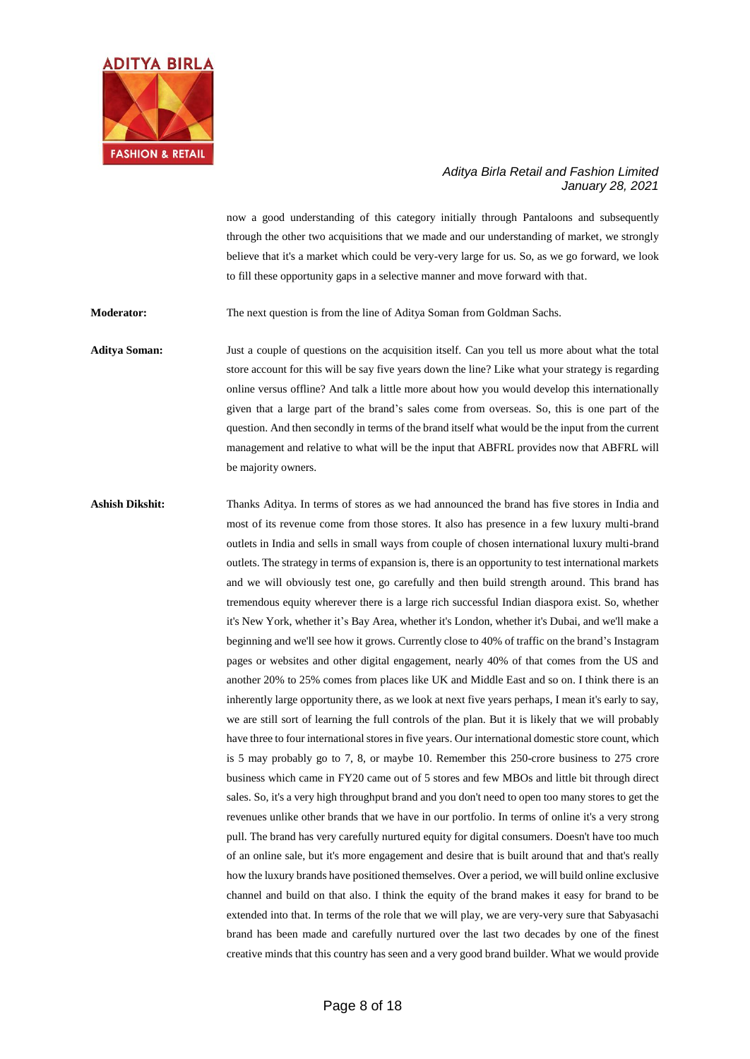now a good understanding of this category initially through Pantaloons and subsequently through the other two acquisitions that we made and our understanding of market, we strongly believe that it's a market which could be very-very large for us. So, as we go forward, we look to fill these opportunity gaps in a selective manner and move forward with that.

**Moderator:** The next question is from the line of Aditya Soman from Goldman Sachs.

**Aditya Soman:** Just a couple of questions on the acquisition itself. Can you tell us more about what the total store account for this will be say five years down the line? Like what your strategy is regarding online versus offline? And talk a little more about how you would develop this internationally given that a large part of the brand's sales come from overseas. So, this is one part of the question. And then secondly in terms of the brand itself what would be the input from the current management and relative to what will be the input that ABFRL provides now that ABFRL will be majority owners.

**Ashish Dikshit:** Thanks Aditya. In terms of stores as we had announced the brand has five stores in India and most of its revenue come from those stores. It also has presence in a few luxury multi-brand outlets in India and sells in small ways from couple of chosen international luxury multi-brand outlets. The strategy in terms of expansion is, there is an opportunity to test international markets and we will obviously test one, go carefully and then build strength around. This brand has tremendous equity wherever there is a large rich successful Indian diaspora exist. So, whether it's New York, whether it's Bay Area, whether it's London, whether it's Dubai, and we'll make a beginning and we'll see how it grows. Currently close to 40% of traffic on the brand's Instagram pages or websites and other digital engagement, nearly 40% of that comes from the US and another 20% to 25% comes from places like UK and Middle East and so on. I think there is an inherently large opportunity there, as we look at next five years perhaps, I mean it's early to say, we are still sort of learning the full controls of the plan. But it is likely that we will probably have three to four international stores in five years. Our international domestic store count, which is 5 may probably go to 7, 8, or maybe 10. Remember this 250-crore business to 275 crore business which came in FY20 came out of 5 stores and few MBOs and little bit through direct sales. So, it's a very high throughput brand and you don't need to open too many stores to get the revenues unlike other brands that we have in our portfolio. In terms of online it's a very strong pull. The brand has very carefully nurtured equity for digital consumers. Doesn't have too much of an online sale, but it's more engagement and desire that is built around that and that's really how the luxury brands have positioned themselves. Over a period, we will build online exclusive channel and build on that also. I think the equity of the brand makes it easy for brand to be extended into that. In terms of the role that we will play, we are very-very sure that Sabyasachi brand has been made and carefully nurtured over the last two decades by one of the finest creative minds that this country has seen and a very good brand builder. What we would provide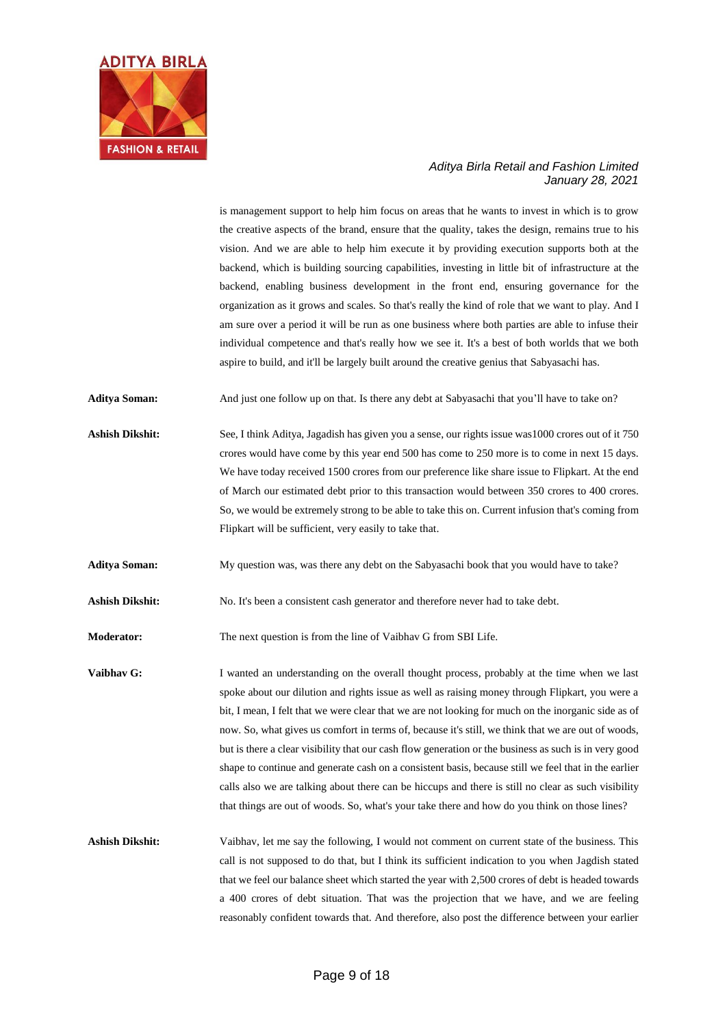is management support to help him focus on areas that he wants to invest in which is to grow the creative aspects of the brand, ensure that the quality, takes the design, remains true to his vision. And we are able to help him execute it by providing execution supports both at the backend, which is building sourcing capabilities, investing in little bit of infrastructure at the backend, enabling business development in the front end, ensuring governance for the organization as it grows and scales. So that's really the kind of role that we want to play. And I am sure over a period it will be run as one business where both parties are able to infuse their individual competence and that's really how we see it. It's a best of both worlds that we both aspire to build, and it'll be largely built around the creative genius that Sabyasachi has.

**Aditya Soman:** And just one follow up on that. Is there any debt at Sabyasachi that you'll have to take on?

**Ashish Dikshit:** See, I think Aditya, Jagadish has given you a sense, our rights issue was1000 crores out of it 750 crores would have come by this year end 500 has come to 250 more is to come in next 15 days. We have today received 1500 crores from our preference like share issue to Flipkart. At the end of March our estimated debt prior to this transaction would between 350 crores to 400 crores. So, we would be extremely strong to be able to take this on. Current infusion that's coming from Flipkart will be sufficient, very easily to take that.

**Aditya Soman:** My question was, was there any debt on the Sabyasachi book that you would have to take?

**Ashish Dikshit:** No. It's been a consistent cash generator and therefore never had to take debt.

**Moderator:** The next question is from the line of Vaibhav G from SBI Life.

**Vaibhav G:** I wanted an understanding on the overall thought process, probably at the time when we last spoke about our dilution and rights issue as well as raising money through Flipkart, you were a bit, I mean, I felt that we were clear that we are not looking for much on the inorganic side as of now. So, what gives us comfort in terms of, because it's still, we think that we are out of woods, but is there a clear visibility that our cash flow generation or the business as such is in very good shape to continue and generate cash on a consistent basis, because still we feel that in the earlier calls also we are talking about there can be hiccups and there is still no clear as such visibility that things are out of woods. So, what's your take there and how do you think on those lines?

**Ashish Dikshit:** Vaibhav, let me say the following, I would not comment on current state of the business. This call is not supposed to do that, but I think its sufficient indication to you when Jagdish stated that we feel our balance sheet which started the year with 2,500 crores of debt is headed towards a 400 crores of debt situation. That was the projection that we have, and we are feeling reasonably confident towards that. And therefore, also post the difference between your earlier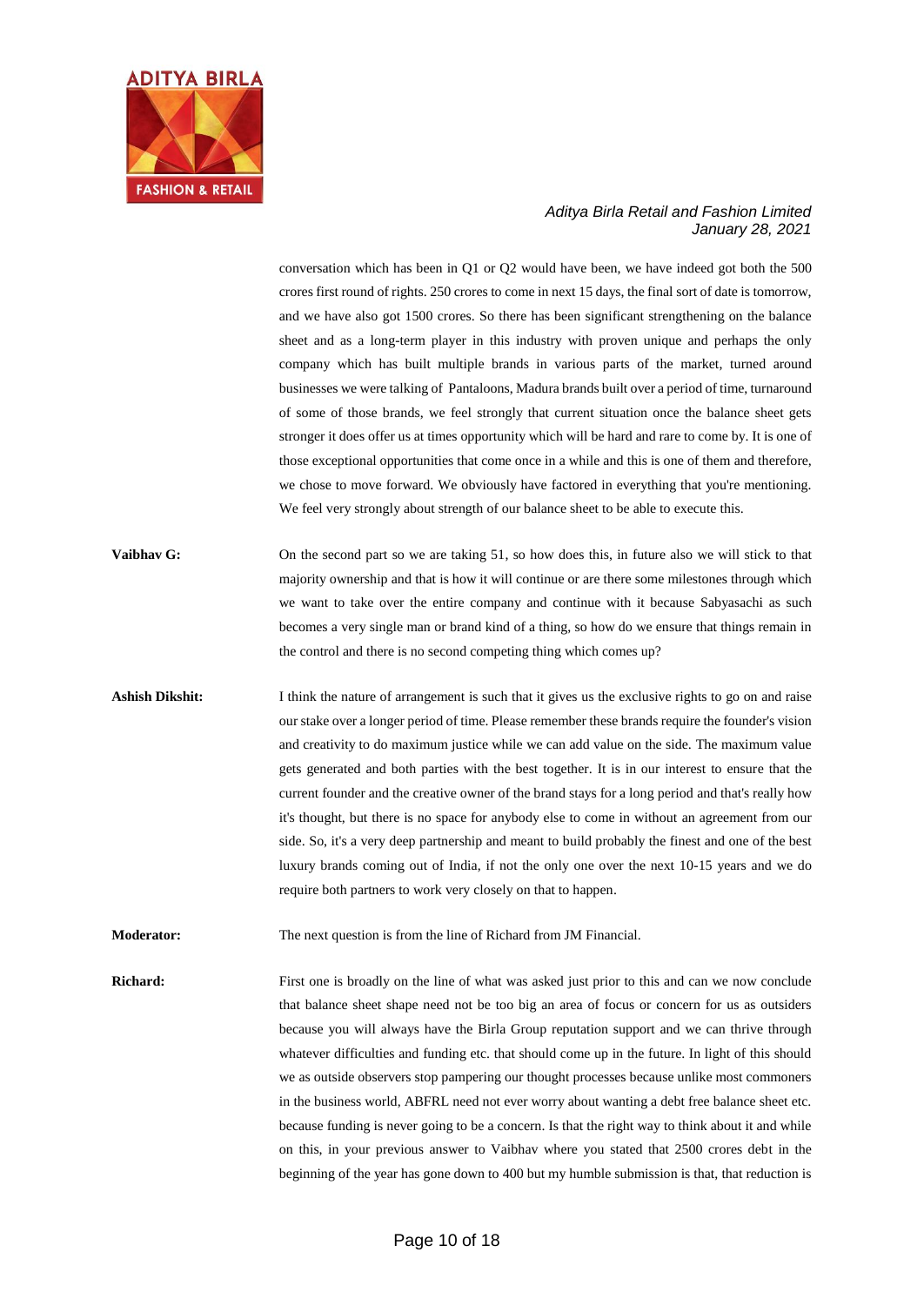conversation which has been in Q1 or Q2 would have been, we have indeed got both the 500 crores first round of rights. 250 crores to come in next 15 days, the final sort of date is tomorrow, and we have also got 1500 crores. So there has been significant strengthening on the balance sheet and as a long-term player in this industry with proven unique and perhaps the only company which has built multiple brands in various parts of the market, turned around businesses we were talking of Pantaloons, Madura brands built over a period of time, turnaround of some of those brands, we feel strongly that current situation once the balance sheet gets stronger it does offer us at times opportunity which will be hard and rare to come by. It is one of those exceptional opportunities that come once in a while and this is one of them and therefore, we chose to move forward. We obviously have factored in everything that you're mentioning. We feel very strongly about strength of our balance sheet to be able to execute this.

**Vaibhav G:** On the second part so we are taking 51, so how does this, in future also we will stick to that majority ownership and that is how it will continue or are there some milestones through which we want to take over the entire company and continue with it because Sabyasachi as such becomes a very single man or brand kind of a thing, so how do we ensure that things remain in the control and there is no second competing thing which comes up?

**Ashish Dikshit:** I think the nature of arrangement is such that it gives us the exclusive rights to go on and raise our stake over a longer period of time. Please remember these brands require the founder's vision and creativity to do maximum justice while we can add value on the side. The maximum value gets generated and both parties with the best together. It is in our interest to ensure that the current founder and the creative owner of the brand stays for a long period and that's really how it's thought, but there is no space for anybody else to come in without an agreement from our side. So, it's a very deep partnership and meant to build probably the finest and one of the best luxury brands coming out of India, if not the only one over the next 10-15 years and we do require both partners to work very closely on that to happen.

**Moderator:** The next question is from the line of Richard from JM Financial.

**Richard:** First one is broadly on the line of what was asked just prior to this and can we now conclude that balance sheet shape need not be too big an area of focus or concern for us as outsiders because you will always have the Birla Group reputation support and we can thrive through whatever difficulties and funding etc. that should come up in the future. In light of this should we as outside observers stop pampering our thought processes because unlike most commoners in the business world, ABFRL need not ever worry about wanting a debt free balance sheet etc. because funding is never going to be a concern. Is that the right way to think about it and while on this, in your previous answer to Vaibhav where you stated that 2500 crores debt in the beginning of the year has gone down to 400 but my humble submission is that, that reduction is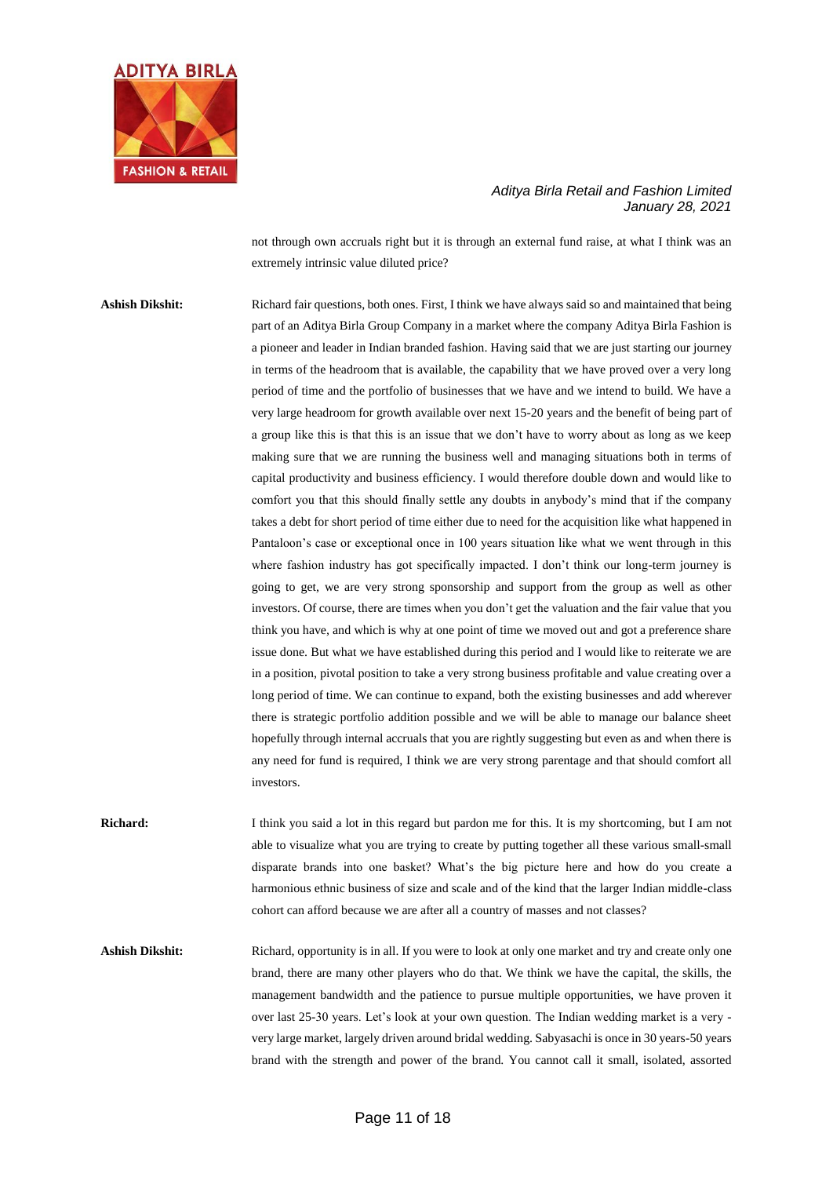not through own accruals right but it is through an external fund raise, at what I think was an extremely intrinsic value diluted price?

**Ashish Dikshit:** Richard fair questions, both ones. First, I think we have always said so and maintained that being part of an Aditya Birla Group Company in a market where the company Aditya Birla Fashion is a pioneer and leader in Indian branded fashion. Having said that we are just starting our journey in terms of the headroom that is available, the capability that we have proved over a very long period of time and the portfolio of businesses that we have and we intend to build. We have a very large headroom for growth available over next 15-20 years and the benefit of being part of a group like this is that this is an issue that we don't have to worry about as long as we keep making sure that we are running the business well and managing situations both in terms of capital productivity and business efficiency. I would therefore double down and would like to comfort you that this should finally settle any doubts in anybody's mind that if the company takes a debt for short period of time either due to need for the acquisition like what happened in Pantaloon's case or exceptional once in 100 years situation like what we went through in this where fashion industry has got specifically impacted. I don't think our long-term journey is going to get, we are very strong sponsorship and support from the group as well as other investors. Of course, there are times when you don't get the valuation and the fair value that you think you have, and which is why at one point of time we moved out and got a preference share issue done. But what we have established during this period and I would like to reiterate we are in a position, pivotal position to take a very strong business profitable and value creating over a long period of time. We can continue to expand, both the existing businesses and add wherever there is strategic portfolio addition possible and we will be able to manage our balance sheet hopefully through internal accruals that you are rightly suggesting but even as and when there is any need for fund is required, I think we are very strong parentage and that should comfort all investors.

**Richard:** I think you said a lot in this regard but pardon me for this. It is my shortcoming, but I am not able to visualize what you are trying to create by putting together all these various small-small disparate brands into one basket? What's the big picture here and how do you create a harmonious ethnic business of size and scale and of the kind that the larger Indian middle-class cohort can afford because we are after all a country of masses and not classes?

**Ashish Dikshit:** Richard, opportunity is in all. If you were to look at only one market and try and create only one brand, there are many other players who do that. We think we have the capital, the skills, the management bandwidth and the patience to pursue multiple opportunities, we have proven it over last 25-30 years. Let's look at your own question. The Indian wedding market is a very - very large market, largely driven around bridal wedding. Sabyasachi is once in 30 years-50 years brand with the strength and power of the brand. You cannot call it small, isolated, assorted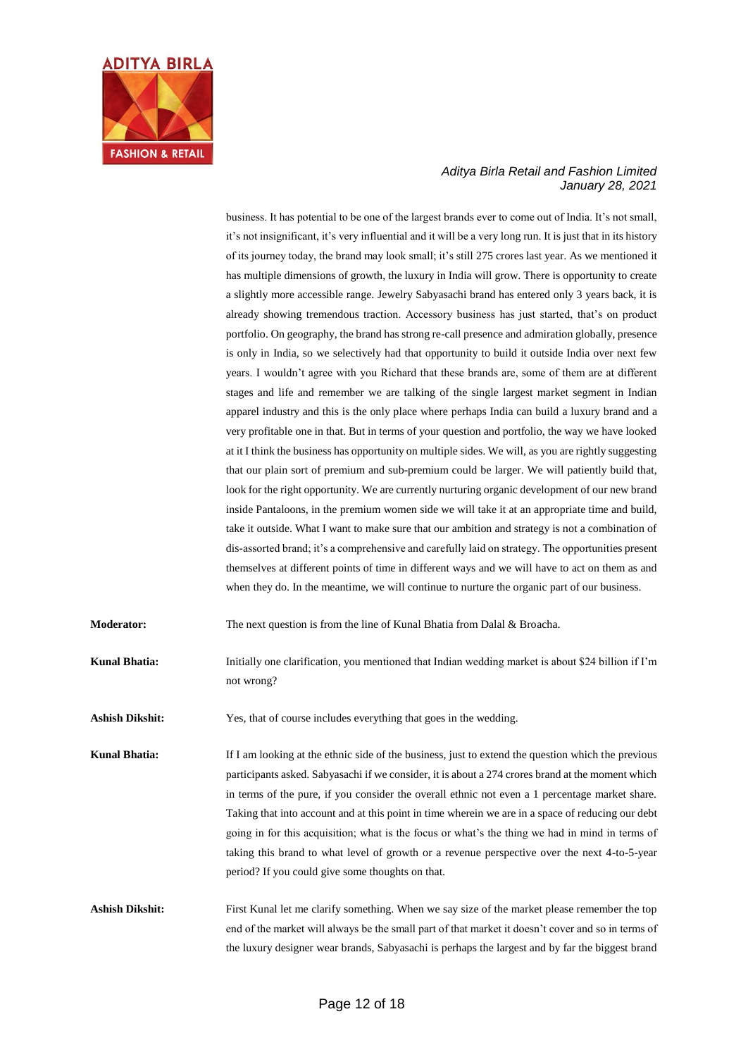business. It has potential to be one of the largest brands ever to come out of India. It's not small, it's not insignificant, it's very influential and it will be a very long run. It is just that in its history of its journey today, the brand may look small; it's still 275 crores last year. As we mentioned it has multiple dimensions of growth, the luxury in India will grow. There is opportunity to create a slightly more accessible range. Jewelry Sabyasachi brand has entered only 3 years back, it is already showing tremendous traction. Accessory business has just started, that's on product portfolio. On geography, the brand has strong re-call presence and admiration globally, presence is only in India, so we selectively had that opportunity to build it outside India over next few years. I wouldn't agree with you Richard that these brands are, some of them are at different stages and life and remember we are talking of the single largest market segment in Indian apparel industry and this is the only place where perhaps India can build a luxury brand and a very profitable one in that. But in terms of your question and portfolio, the way we have looked at it I think the business has opportunity on multiple sides. We will, as you are rightly suggesting that our plain sort of premium and sub-premium could be larger. We will patiently build that, look for the right opportunity. We are currently nurturing organic development of our new brand inside Pantaloons, in the premium women side we will take it at an appropriate time and build, take it outside. What I want to make sure that our ambition and strategy is not a combination of dis-assorted brand; it's a comprehensive and carefully laid on strategy. The opportunities present themselves at different points of time in different ways and we will have to act on them as and when they do. In the meantime, we will continue to nurture the organic part of our business.

**Moderator:** The next question is from the line of Kunal Bhatia from Dalal & Broacha.

**Kunal Bhatia:** Initially one clarification, you mentioned that Indian wedding market is about $24 billion if I'm not wrong?

**Ashish Dikshit:** Yes, that of course includes everything that goes in the wedding.

**Kunal Bhatia:** If I am looking at the ethnic side of the business, just to extend the question which the previous participants asked. Sabyasachi if we consider, it is about a 274 crores brand at the moment which in terms of the pure, if you consider the overall ethnic not even a 1 percentage market share. Taking that into account and at this point in time wherein we are in a space of reducing our debt going in for this acquisition; what is the focus or what's the thing we had in mind in terms of taking this brand to what level of growth or a revenue perspective over the next 4-to-5-year period? If you could give some thoughts on that.

**Ashish Dikshit:** First Kunal let me clarify something. When we say size of the market please remember the top end of the market will always be the small part of that market it doesn't cover and so in terms of the luxury designer wear brands, Sabyasachi is perhaps the largest and by far the biggest brand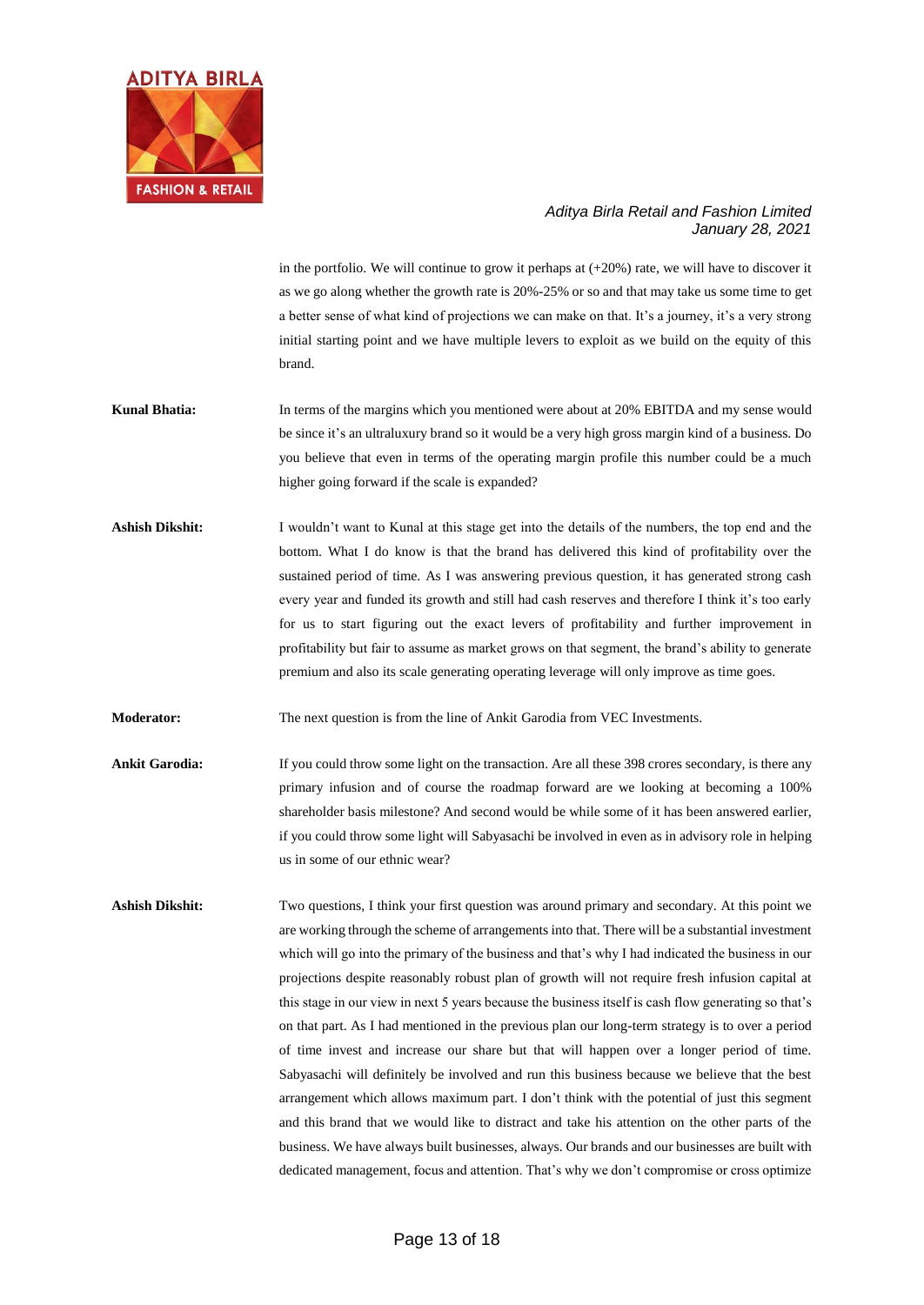in the portfolio. We will continue to grow it perhaps at (+20%) rate, we will have to discover it as we go along whether the growth rate is 20%-25% or so and that may take us some time to get a better sense of what kind of projections we can make on that. It's a journey, it's a very strong initial starting point and we have multiple levers to exploit as we build on the equity of this brand.

**Kunal Bhatia:** In terms of the margins which you mentioned were about at 20% EBITDA and my sense would be since it's an ultraluxury brand so it would be a very high gross margin kind of a business. Do you believe that even in terms of the operating margin profile this number could be a much higher going forward if the scale is expanded?

**Ashish Dikshit:** I wouldn't want to Kunal at this stage get into the details of the numbers, the top end and the bottom. What I do know is that the brand has delivered this kind of profitability over the sustained period of time. As I was answering previous question, it has generated strong cash every year and funded its growth and still had cash reserves and therefore I think it's too early for us to start figuring out the exact levers of profitability and further improvement in profitability but fair to assume as market grows on that segment, the brand's ability to generate premium and also its scale generating operating leverage will only improve as time goes.

**Moderator:** The next question is from the line of Ankit Garodia from VEC Investments.

**Ankit Garodia:** If you could throw some light on the transaction. Are all these 398 crores secondary, is there any primary infusion and of course the roadmap forward are we looking at becoming a 100% shareholder basis milestone? And second would be while some of it has been answered earlier, if you could throw some light will Sabyasachi be involved in even as in advisory role in helping us in some of our ethnic wear?

**Ashish Dikshit:** Two questions, I think your first question was around primary and secondary. At this point we are working through the scheme of arrangements into that. There will be a substantial investment which will go into the primary of the business and that's why I had indicated the business in our projections despite reasonably robust plan of growth will not require fresh infusion capital at this stage in our view in next 5 years because the business itself is cash flow generating so that's on that part. As I had mentioned in the previous plan our long-term strategy is to over a period of time invest and increase our share but that will happen over a longer period of time. Sabyasachi will definitely be involved and run this business because we believe that the best arrangement which allows maximum part. I don't think with the potential of just this segment and this brand that we would like to distract and take his attention on the other parts of the business. We have always built businesses, always. Our brands and our businesses are built with dedicated management, focus and attention. That's why we don't compromise or cross optimize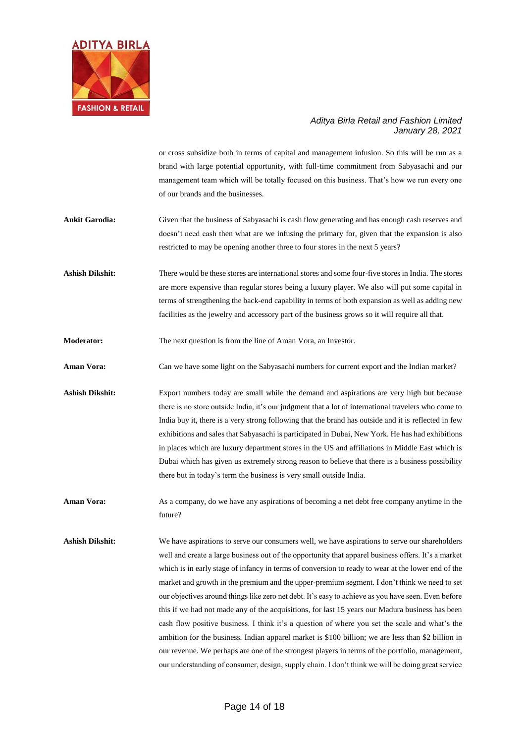or cross subsidize both in terms of capital and management infusion. So this will be run as a brand with large potential opportunity, with full-time commitment from Sabyasachi and our management team which will be totally focused on this business. That's how we run every one of our brands and the businesses.

**Ankit Garodia:** Given that the business of Sabyasachi is cash flow generating and has enough cash reserves and doesn't need cash then what are we infusing the primary for, given that the expansion is also restricted to may be opening another three to four stores in the next 5 years?

**Ashish Dikshit:** There would be these stores are international stores and some four-five stores in India. The stores are more expensive than regular stores being a luxury player. We also will put some capital in terms of strengthening the back-end capability in terms of both expansion as well as adding new facilities as the jewelry and accessory part of the business grows so it will require all that.

**Moderator:** The next question is from the line of Aman Vora, an Investor.

**Aman Vora:** Can we have some light on the Sabyasachi numbers for current export and the Indian market?

**Ashish Dikshit:** Export numbers today are small while the demand and aspirations are very high but because there is no store outside India, it's our judgment that a lot of international travelers who come to India buy it, there is a very strong following that the brand has outside and it is reflected in few exhibitions and sales that Sabyasachi is participated in Dubai, New York. He has had exhibitions in places which are luxury department stores in the US and affiliations in Middle East which is Dubai which has given us extremely strong reason to believe that there is a business possibility there but in today's term the business is very small outside India.

**Aman Vora:** As a company, do we have any aspirations of becoming a net debt free company anytime in the future?

**Ashish Dikshit:** We have aspirations to serve our consumers well, we have aspirations to serve our shareholders well and create a large business out of the opportunity that apparel business offers. It's a market which is in early stage of infancy in terms of conversion to ready to wear at the lower end of the market and growth in the premium and the upper-premium segment. I don't think we need to set our objectives around things like zero net debt. It's easy to achieve as you have seen. Even before this if we had not made any of the acquisitions, for last 15 years our Madura business has been cash flow positive business. I think it's a question of where you set the scale and what's the ambition for the business. Indian apparel market is $100 billion; we are less than $2 billion in our revenue. We perhaps are one of the strongest players in terms of the portfolio, management, our understanding of consumer, design, supply chain. I don't think we will be doing great service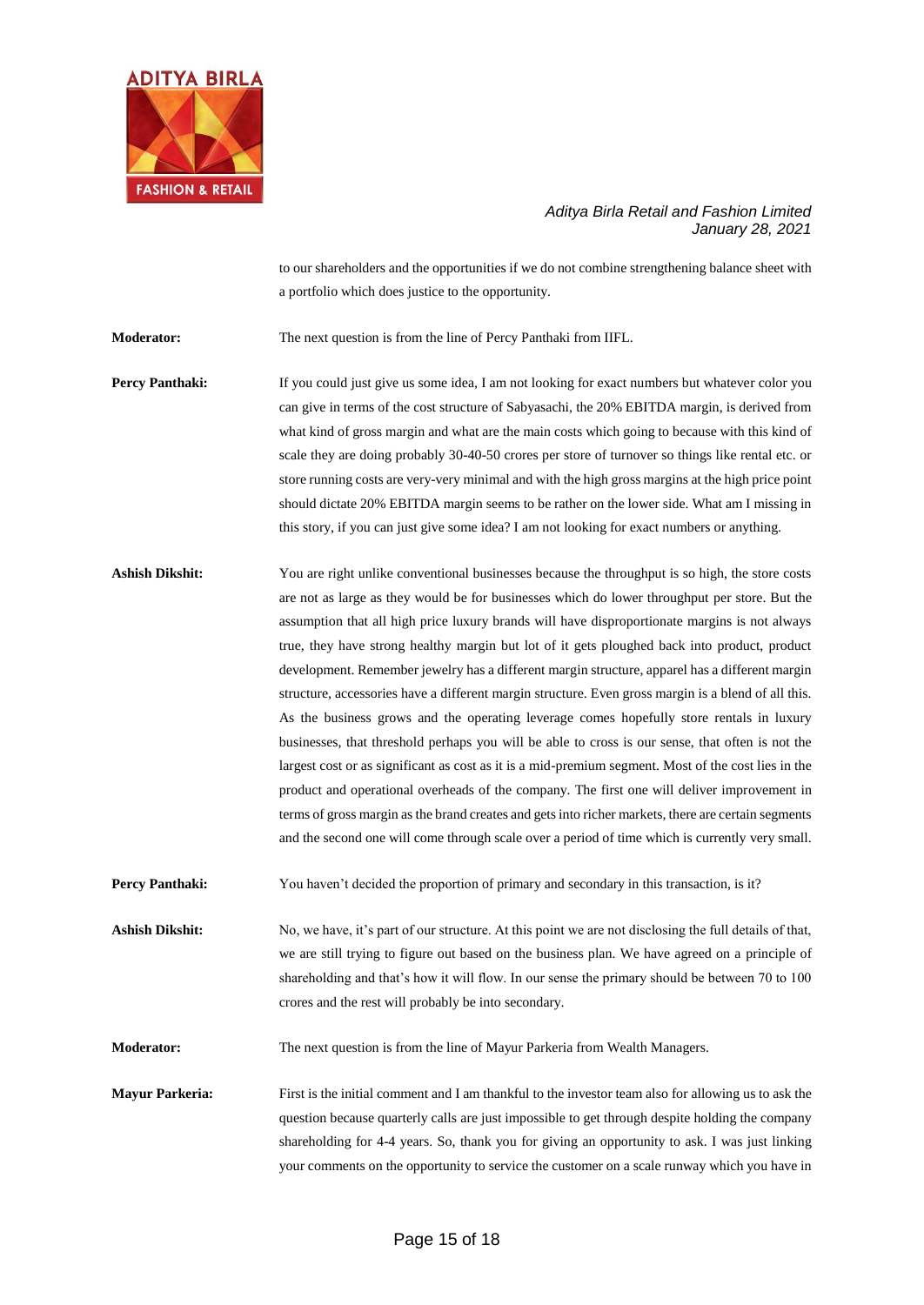to our shareholders and the opportunities if we do not combine strengthening balance sheet with a portfolio which does justice to the opportunity.

**Moderator:** The next question is from the line of Percy Panthaki from IIFL.

**Percy Panthaki:** If you could just give us some idea, I am not looking for exact numbers but whatever color you can give in terms of the cost structure of Sabyasachi, the 20% EBITDA margin, is derived from what kind of gross margin and what are the main costs which going to because with this kind of scale they are doing probably 30-40-50 crores per store of turnover so things like rental etc. or store running costs are very-very minimal and with the high gross margins at the high price point should dictate 20% EBITDA margin seems to be rather on the lower side. What am I missing in this story, if you can just give some idea? I am not looking for exact numbers or anything.

**Ashish Dikshit:** You are right unlike conventional businesses because the throughput is so high, the store costs are not as large as they would be for businesses which do lower throughput per store. But the assumption that all high price luxury brands will have disproportionate margins is not always true, they have strong healthy margin but lot of it gets ploughed back into product, product development. Remember jewelry has a different margin structure, apparel has a different margin structure, accessories have a different margin structure. Even gross margin is a blend of all this. As the business grows and the operating leverage comes hopefully store rentals in luxury businesses, that threshold perhaps you will be able to cross is our sense, that often is not the largest cost or as significant as cost as it is a mid-premium segment. Most of the cost lies in the product and operational overheads of the company. The first one will deliver improvement in terms of gross margin as the brand creates and gets into richer markets, there are certain segments and the second one will come through scale over a period of time which is currently very small.

**Percy Panthaki:** You haven't decided the proportion of primary and secondary in this transaction, is it?

**Ashish Dikshit:** No, we have, it's part of our structure. At this point we are not disclosing the full details of that, we are still trying to figure out based on the business plan. We have agreed on a principle of shareholding and that's how it will flow. In our sense the primary should be between 70 to 100 crores and the rest will probably be into secondary.

**Moderator:** The next question is from the line of Mayur Parkeria from Wealth Managers.

**Mayur Parkeria:** First is the initial comment and I am thankful to the investor team also for allowing us to ask the question because quarterly calls are just impossible to get through despite holding the company shareholding for 4-4 years. So, thank you for giving an opportunity to ask. I was just linking your comments on the opportunity to service the customer on a scale runway which you have in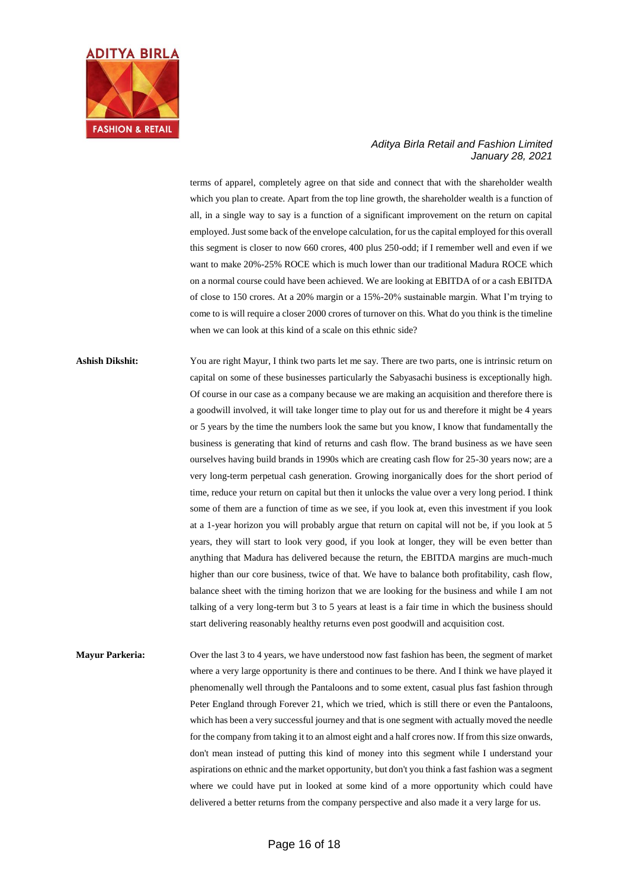terms of apparel, completely agree on that side and connect that with the shareholder wealth which you plan to create. Apart from the top line growth, the shareholder wealth is a function of all, in a single way to say is a function of a significant improvement on the return on capital employed. Just some back of the envelope calculation, for us the capital employed for this overall this segment is closer to now 660 crores, 400 plus 250-odd; if I remember well and even if we want to make 20%-25% ROCE which is much lower than our traditional Madura ROCE which on a normal course could have been achieved. We are looking at EBITDA of or a cash EBITDA of close to 150 crores. At a 20% margin or a 15%-20% sustainable margin. What I'm trying to come to is will require a closer 2000 crores of turnover on this. What do you think is the timeline when we can look at this kind of a scale on this ethnic side?

**Ashish Dikshit:** You are right Mayur, I think two parts let me say. There are two parts, one is intrinsic return on capital on some of these businesses particularly the Sabyasachi business is exceptionally high. Of course in our case as a company because we are making an acquisition and therefore there is a goodwill involved, it will take longer time to play out for us and therefore it might be 4 years or 5 years by the time the numbers look the same but you know, I know that fundamentally the business is generating that kind of returns and cash flow. The brand business as we have seen ourselves having build brands in 1990s which are creating cash flow for 25-30 years now; are a very long-term perpetual cash generation. Growing inorganically does for the short period of time, reduce your return on capital but then it unlocks the value over a very long period. I think some of them are a function of time as we see, if you look at, even this investment if you look at a 1-year horizon you will probably argue that return on capital will not be, if you look at 5 years, they will start to look very good, if you look at longer, they will be even better than anything that Madura has delivered because the return, the EBITDA margins are much-much higher than our core business, twice of that. We have to balance both profitability, cash flow, balance sheet with the timing horizon that we are looking for the business and while I am not talking of a very long-term but 3 to 5 years at least is a fair time in which the business should start delivering reasonably healthy returns even post goodwill and acquisition cost.

**Mayur Parkeria:** Over the last 3 to 4 years, we have understood now fast fashion has been, the segment of market where a very large opportunity is there and continues to be there. And I think we have played it phenomenally well through the Pantaloons and to some extent, casual plus fast fashion through Peter England through Forever 21, which we tried, which is still there or even the Pantaloons, which has been a very successful journey and that is one segment with actually moved the needle for the company from taking it to an almost eight and a half crores now. If from this size onwards, don't mean instead of putting this kind of money into this segment while I understand your aspirations on ethnic and the market opportunity, but don't you think a fast fashion was a segment where we could have put in looked at some kind of a more opportunity which could have delivered a better returns from the company perspective and also made it a very large for us.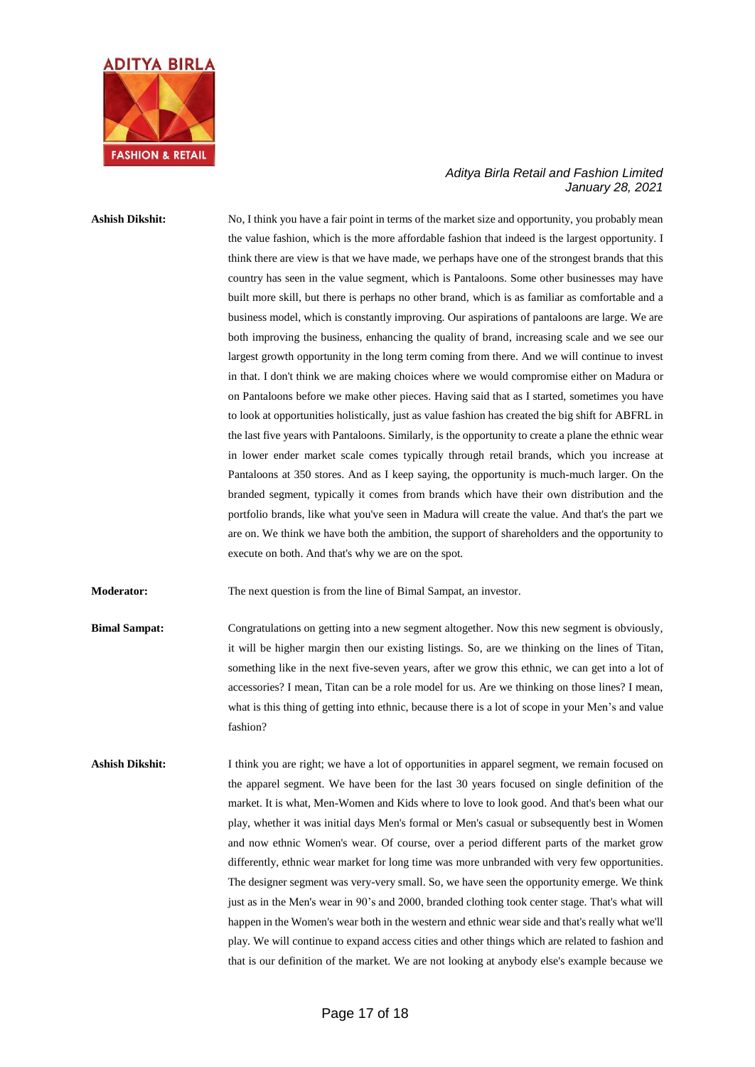**Ashish Dikshit:** No, I think you have a fair point in terms of the market size and opportunity, you probably mean the value fashion, which is the more affordable fashion that indeed is the largest opportunity. I think there are view is that we have made, we perhaps have one of the strongest brands that this country has seen in the value segment, which is Pantaloons. Some other businesses may have built more skill, but there is perhaps no other brand, which is as familiar as comfortable and a business model, which is constantly improving. Our aspirations of pantaloons are large. We are both improving the business, enhancing the quality of brand, increasing scale and we see our largest growth opportunity in the long term coming from there. And we will continue to invest in that. I don't think we are making choices where we would compromise either on Madura or on Pantaloons before we make other pieces. Having said that as I started, sometimes you have to look at opportunities holistically, just as value fashion has created the big shift for ABFRL in the last five years with Pantaloons. Similarly, is the opportunity to create a plane the ethnic wear in lower ender market scale comes typically through retail brands, which you increase at Pantaloons at 350 stores. And as I keep saying, the opportunity is much-much larger. On the branded segment, typically it comes from brands which have their own distribution and the portfolio brands, like what you've seen in Madura will create the value. And that's the part we are on. We think we have both the ambition, the support of shareholders and the opportunity to execute on both. And that's why we are on the spot.

**Moderator:** The next question is from the line of Bimal Sampat, an investor.

**Bimal Sampat:** Congratulations on getting into a new segment altogether. Now this new segment is obviously, it will be higher margin then our existing listings. So, are we thinking on the lines of Titan, something like in the next five-seven years, after we grow this ethnic, we can get into a lot of accessories? I mean, Titan can be a role model for us. Are we thinking on those lines? I mean, what is this thing of getting into ethnic, because there is a lot of scope in your Men's and value fashion?

**Ashish Dikshit:** I think you are right; we have a lot of opportunities in apparel segment, we remain focused on the apparel segment. We have been for the last 30 years focused on single definition of the market. It is what, Men-Women and Kids where to love to look good. And that's been what our play, whether it was initial days Men's formal or Men's casual or subsequently best in Women and now ethnic Women's wear. Of course, over a period different parts of the market grow differently, ethnic wear market for long time was more unbranded with very few opportunities. The designer segment was very-very small. So, we have seen the opportunity emerge. We think just as in the Men's wear in 90's and 2000, branded clothing took center stage. That's what will happen in the Women's wear both in the western and ethnic wear side and that's really what we'll play. We will continue to expand access cities and other things which are related to fashion and that is our definition of the market. We are not looking at anybody else's example because we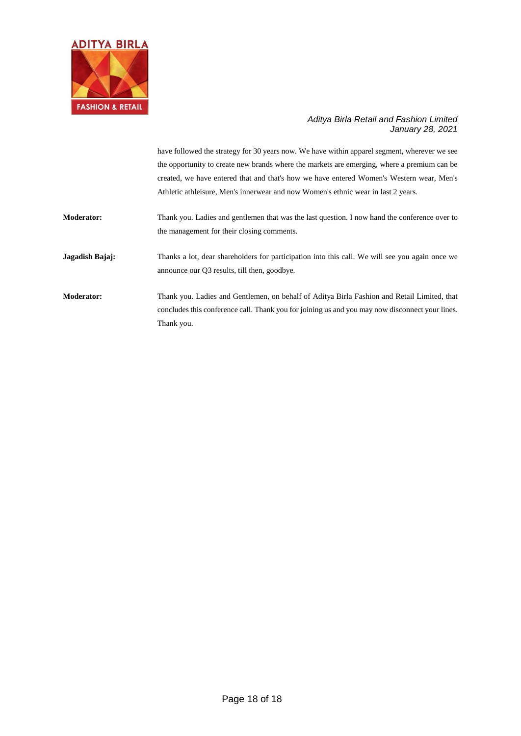have followed the strategy for 30 years now. We have within apparel segment, wherever we see the opportunity to create new brands where the markets are emerging, where a premium can be created, we have entered that and that's how we have entered Women's Western wear, Men's Athletic athleisure, Men's innerwear and now Women's ethnic wear in last 2 years.

**Moderator:** Thank you. Ladies and gentlemen that was the last question. I now hand the conference over to the management for their closing comments.

**Jagadish Bajaj:** Thanks a lot, dear shareholders for participation into this call. We will see you again once we announce our Q3 results, till then, goodbye.

**Moderator:** Thank you. Ladies and Gentlemen, on behalf of Aditya Birla Fashion and Retail Limited, that concludes this conference call. Thank you for joining us and you may now disconnect your lines. Thank you.